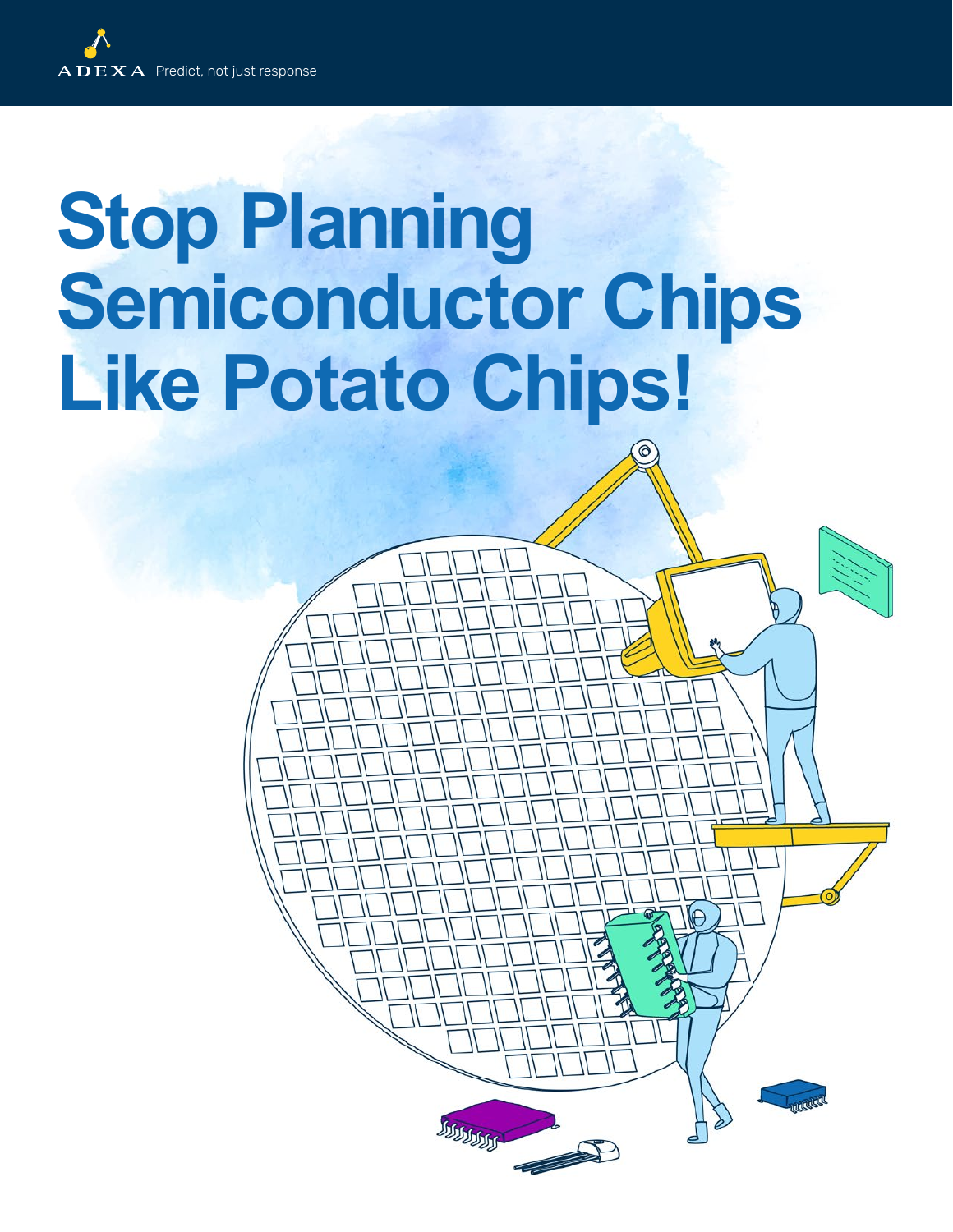ADEXA Predict, not just response

# Stop Planning Semiconductor Chips Like Potato Chips!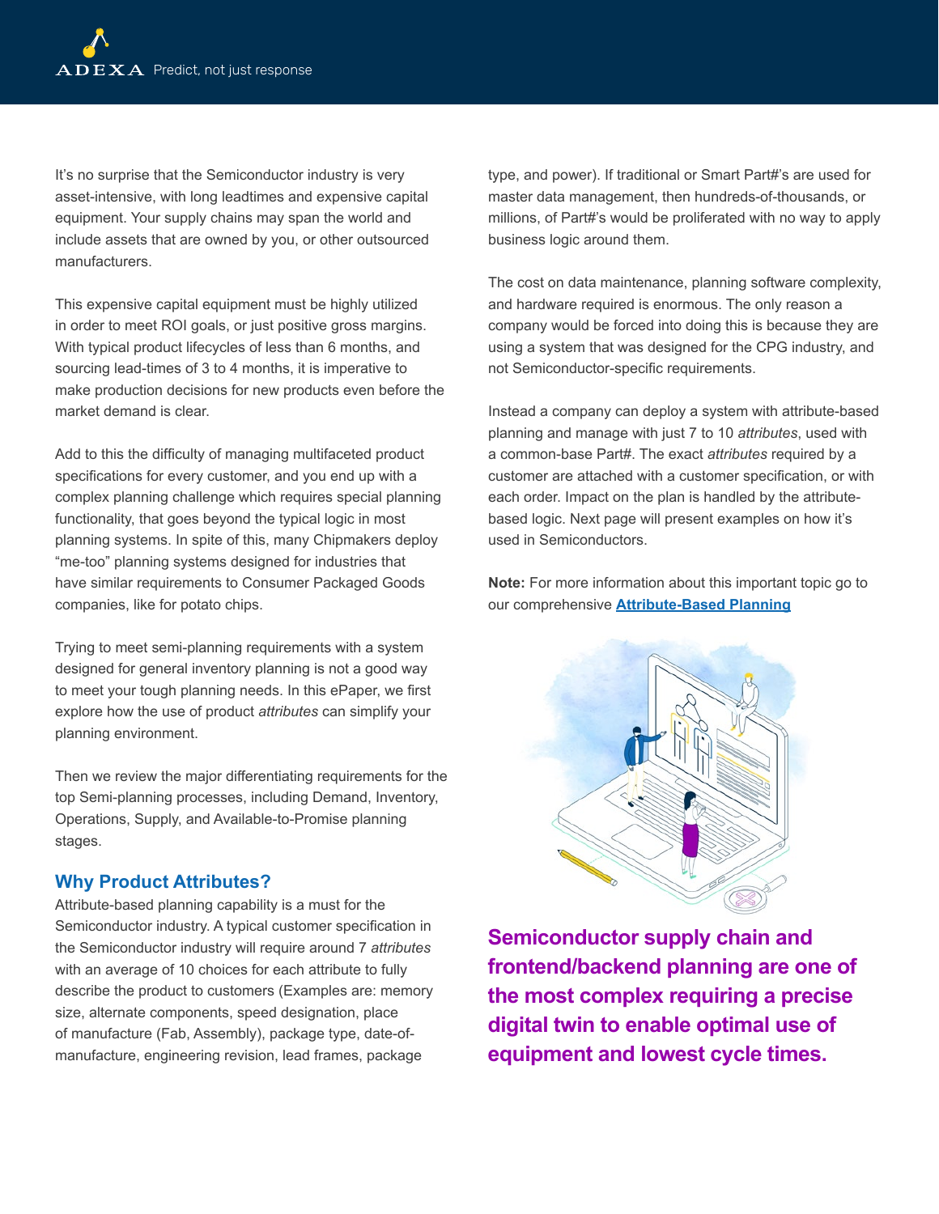It's no surprise that the Semiconductor industry is very asset-intensive, with long leadtimes and expensive capital equipment. Your supply chains may span the world and include assets that are owned by you, or other outsourced manufacturers.

This expensive capital equipment must be highly utilized in order to meet ROI goals, or just positive gross margins. With typical product lifecycles of less than 6 months, and sourcing lead-times of 3 to 4 months, it is imperative to make production decisions for new products even before the market demand is clear.

Add to this the difficulty of managing multifaceted product specifications for every customer, and you end up with a complex planning challenge which requires special planning functionality, that goes beyond the typical logic in most planning systems. In spite of this, many Chipmakers deploy "me-too" planning systems designed for industries that have similar requirements to Consumer Packaged Goods companies, like for potato chips.

Trying to meet semi-planning requirements with a system designed for general inventory planning is not a good way to meet your tough planning needs. In this ePaper, we first explore how the use of product *attributes* can simplify your planning environment.

Then we review the major differentiating requirements for the top Semi-planning processes, including Demand, Inventory, Operations, Supply, and Available-to-Promise planning stages.

## Why Product Attributes?

Attribute-based planning capability is a must for the Semiconductor industry. A typical customer specification in the Semiconductor industry will require around 7 *attributes* with an average of 10 choices for each attribute to fully describe the product to customers (Examples are: memory size, alternate components, speed designation, place of manufacture (Fab, Assembly), package type, date-of-manufacture, engineering revision, lead frames, package type, and power). If traditional or Smart Part#'s are used for master data management, then hundreds-of-thousands, or millions, of Part#'s would be proliferated with no way to apply business logic around them.

The cost on data maintenance, planning software complexity, and hardware required is enormous. The only reason a company would be forced into doing this is because they are using a system that was designed for the CPG industry, and not Semiconductor-specific requirements.

Instead a company can deploy a system with attribute-based planning and manage with just 7 to 10 *attributes*, used with a common-base Part#. The exact *attributes* required by a customer are attached with a customer specification, or with each order. Impact on the plan is handled by the attribute-based logic. Next page will present examples on how it's used in Semiconductors.

**Note:** For more information about this important topic go to our comprehensive **Attribute-Based Planning**

**Semiconductor supply chain and frontend/backend planning are one of the most complex requiring a precise digital twin to enable optimal use of equipment and lowest cycle times.**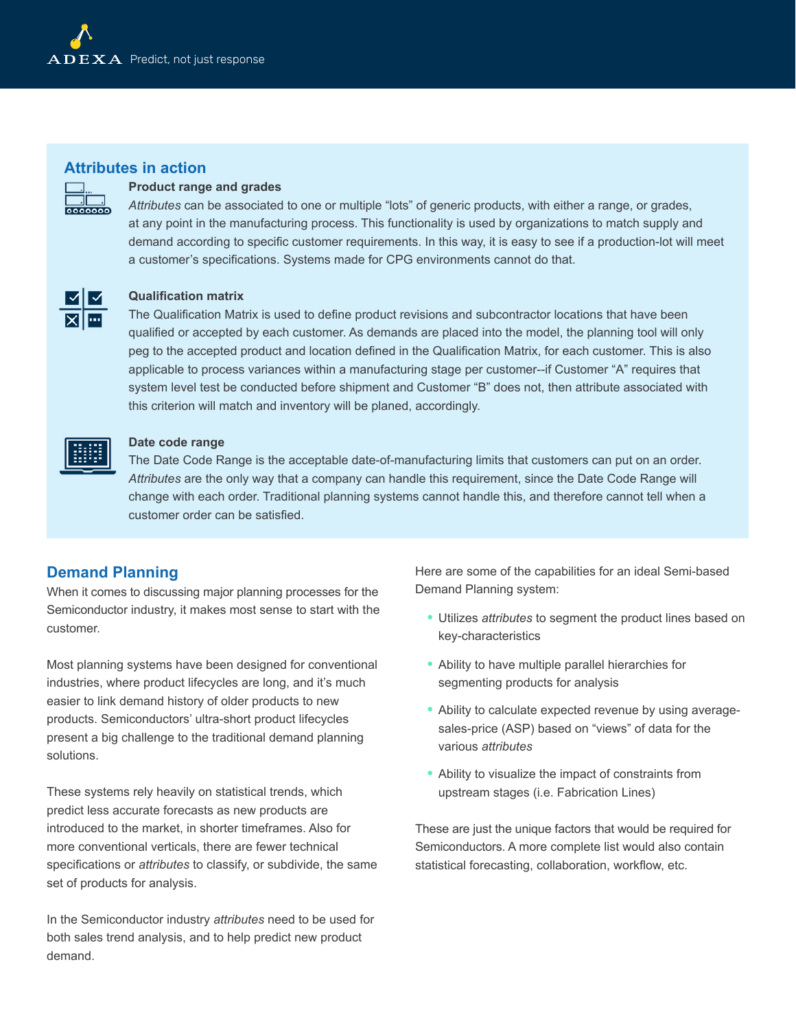## Attributes in action

### Product range and grades

*Attributes* can be associated to one or multiple "lots" of generic products, with either a range, or grades, at any point in the manufacturing process. This functionality is used by organizations to match supply and demand according to specific customer requirements. In this way, it is easy to see if a production-lot will meet a customer's specifications. Systems made for CPG environments cannot do that.

### Qualification matrix

The Qualification Matrix is used to define product revisions and subcontractor locations that have been qualified or accepted by each customer. As demands are placed into the model, the planning tool will only peg to the accepted product and location defined in the Qualification Matrix, for each customer. This is also applicable to process variances within a manufacturing stage per customer--if Customer "A" requires that system level test be conducted before shipment and Customer "B" does not, then attribute associated with this criterion will match and inventory will be planed, accordingly.

### Date code range

The Date Code Range is the acceptable date-of-manufacturing limits that customers can put on an order. *Attributes* are the only way that a company can handle this requirement, since the Date Code Range will change with each order. Traditional planning systems cannot handle this, and therefore cannot tell when a customer order can be satisfied.

## Demand Planning

When it comes to discussing major planning processes for the Semiconductor industry, it makes most sense to start with the customer.

Most planning systems have been designed for conventional industries, where product lifecycles are long, and it's much easier to link demand history of older products to new products. Semiconductors' ultra-short product lifecycles present a big challenge to the traditional demand planning solutions.

These systems rely heavily on statistical trends, which predict less accurate forecasts as new products are introduced to the market, in shorter timeframes. Also for more conventional verticals, there are fewer technical specifications or *attributes* to classify, or subdivide, the same set of products for analysis.

In the Semiconductor industry *attributes* need to be used for both sales trend analysis, and to help predict new product demand.

Here are some of the capabilities for an ideal Semi-based Demand Planning system:

- Utilizes *attributes* to segment the product lines based on key-characteristics
- Ability to have multiple parallel hierarchies for segmenting products for analysis
- Ability to calculate expected revenue by using average-sales-price (ASP) based on "views" of data for the various *attributes*
- Ability to visualize the impact of constraints from upstream stages (i.e. Fabrication Lines)

These are just the unique factors that would be required for Semiconductors. A more complete list would also contain statistical forecasting, collaboration, workflow, etc.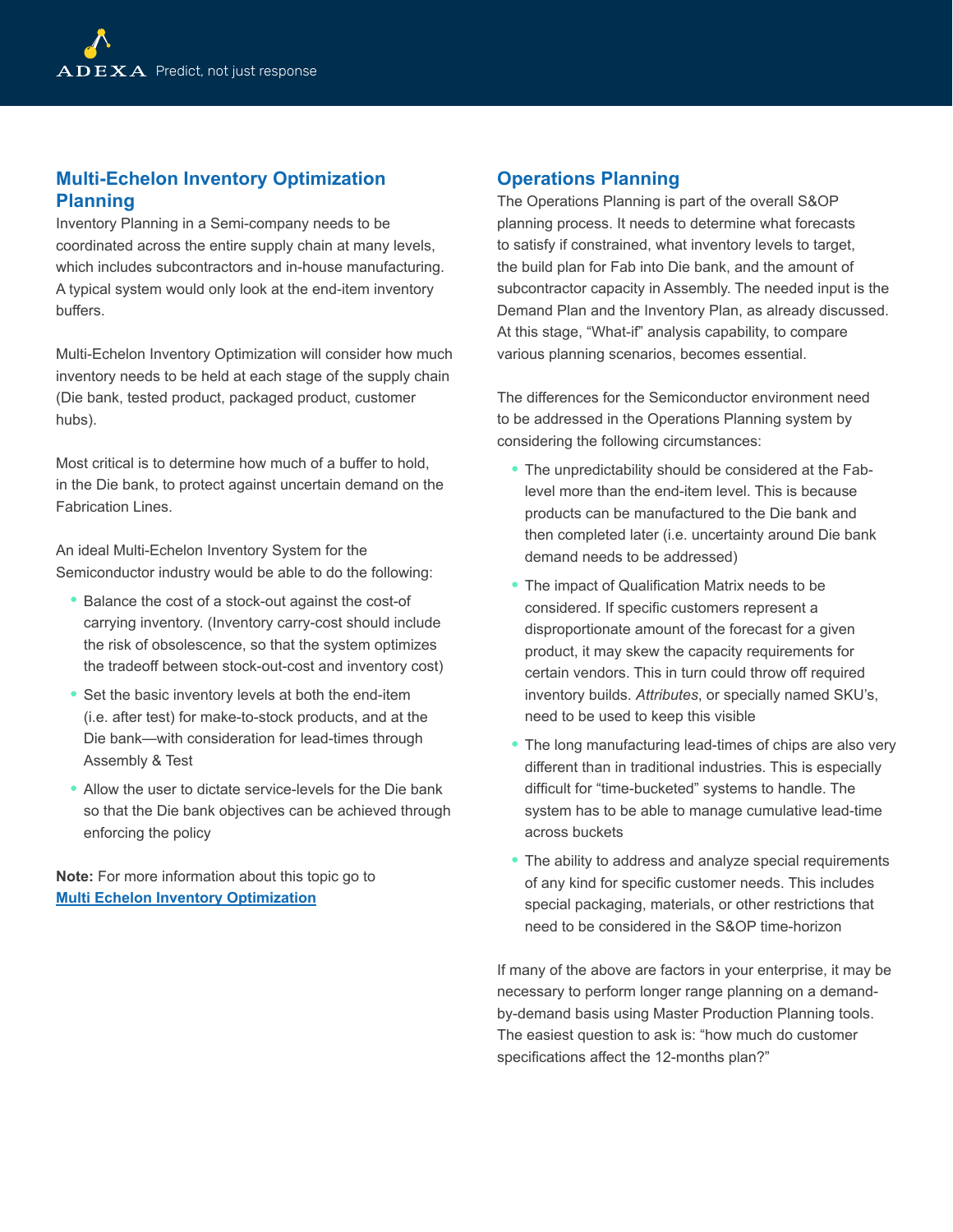## Multi-Echelon Inventory Optimization Planning

Inventory Planning in a Semi-company needs to be coordinated across the entire supply chain at many levels, which includes subcontractors and in-house manufacturing. A typical system would only look at the end-item inventory buffers.

Multi-Echelon Inventory Optimization will consider how much inventory needs to be held at each stage of the supply chain (Die bank, tested product, packaged product, customer hubs).

Most critical is to determine how much of a buffer to hold, in the Die bank, to protect against uncertain demand on the Fabrication Lines.

An ideal Multi-Echelon Inventory System for the Semiconductor industry would be able to do the following:

- Balance the cost of a stock-out against the cost-of carrying inventory. (Inventory carry-cost should include the risk of obsolescence, so that the system optimizes the tradeoff between stock-out-cost and inventory cost)
- Set the basic inventory levels at both the end-item (i.e. after test) for make-to-stock products, and at the Die bank—with consideration for lead-times through Assembly & Test
- Allow the user to dictate service-levels for the Die bank so that the Die bank objectives can be achieved through enforcing the policy

**Note:** For more information about this topic go to **Multi Echelon Inventory Optimization**

## Operations Planning

The Operations Planning is part of the overall S&OP planning process. It needs to determine what forecasts to satisfy if constrained, what inventory levels to target, the build plan for Fab into Die bank, and the amount of subcontractor capacity in Assembly. The needed input is the Demand Plan and the Inventory Plan, as already discussed. At this stage, "What-if" analysis capability, to compare various planning scenarios, becomes essential.

The differences for the Semiconductor environment need to be addressed in the Operations Planning system by considering the following circumstances:

- The unpredictability should be considered at the Fab-level more than the end-item level. This is because products can be manufactured to the Die bank and then completed later (i.e. uncertainty around Die bank demand needs to be addressed)
- The impact of Qualification Matrix needs to be considered. If specific customers represent a disproportionate amount of the forecast for a given product, it may skew the capacity requirements for certain vendors. This in turn could throw off required inventory builds. *Attributes*, or specially named SKU's, need to be used to keep this visible
- The long manufacturing lead-times of chips are also very different than in traditional industries. This is especially difficult for "time-bucketed" systems to handle. The system has to be able to manage cumulative lead-time across buckets
- The ability to address and analyze special requirements of any kind for specific customer needs. This includes special packaging, materials, or other restrictions that need to be considered in the S&OP time-horizon

If many of the above are factors in your enterprise, it may be necessary to perform longer range planning on a demand-by-demand basis using Master Production Planning tools. The easiest question to ask is: "how much do customer specifications affect the 12-months plan?"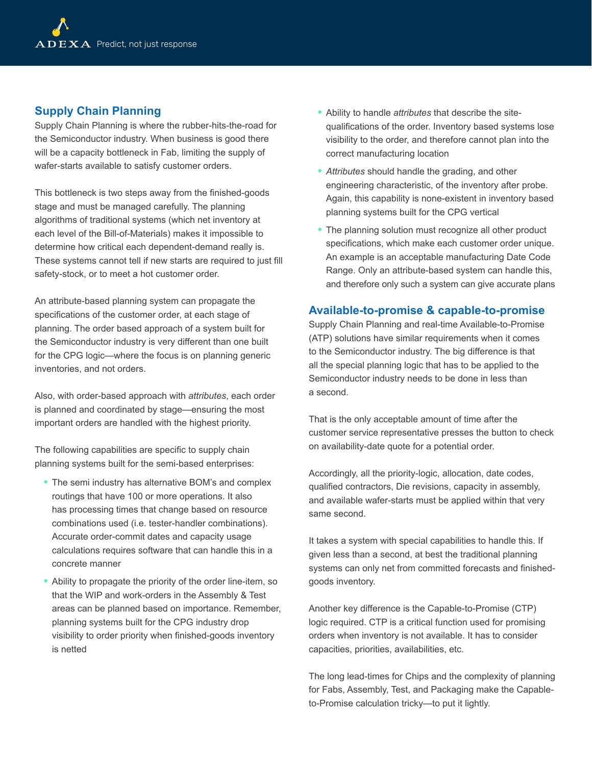## Supply Chain Planning

Supply Chain Planning is where the rubber-hits-the-road for the Semiconductor industry. When business is good there will be a capacity bottleneck in Fab, limiting the supply of wafer-starts available to satisfy customer orders.

This bottleneck is two steps away from the finished-goods stage and must be managed carefully. The planning algorithms of traditional systems (which net inventory at each level of the Bill-of-Materials) makes it impossible to determine how critical each dependent-demand really is. These systems cannot tell if new starts are required to just fill safety-stock, or to meet a hot customer order.

An attribute-based planning system can propagate the specifications of the customer order, at each stage of planning. The order based approach of a system built for the Semiconductor industry is very different than one built for the CPG logic—where the focus is on planning generic inventories, and not orders.

Also, with order-based approach with *attributes*, each order is planned and coordinated by stage—ensuring the most important orders are handled with the highest priority.

The following capabilities are specific to supply chain planning systems built for the semi-based enterprises:

- The semi industry has alternative BOM's and complex routings that have 100 or more operations. It also has processing times that change based on resource combinations used (i.e. tester-handler combinations). Accurate order-commit dates and capacity usage calculations requires software that can handle this in a concrete manner
- Ability to propagate the priority of the order line-item, so that the WIP and work-orders in the Assembly & Test areas can be planned based on importance. Remember, planning systems built for the CPG industry drop visibility to order priority when finished-goods inventory is netted
- Ability to handle *attributes* that describe the site-qualifications of the order. Inventory based systems lose visibility to the order, and therefore cannot plan into the correct manufacturing location
- *Attributes* should handle the grading, and other engineering characteristic, of the inventory after probe. Again, this capability is none-existent in inventory based planning systems built for the CPG vertical
- The planning solution must recognize all other product specifications, which make each customer order unique. An example is an acceptable manufacturing Date Code Range. Only an attribute-based system can handle this, and therefore only such a system can give accurate plans

## Available-to-promise & capable-to-promise

Supply Chain Planning and real-time Available-to-Promise (ATP) solutions have similar requirements when it comes to the Semiconductor industry. The big difference is that all the special planning logic that has to be applied to the Semiconductor industry needs to be done in less than a second.

That is the only acceptable amount of time after the customer service representative presses the button to check on availability-date quote for a potential order.

Accordingly, all the priority-logic, allocation, date codes, qualified contractors, Die revisions, capacity in assembly, and available wafer-starts must be applied within that very same second.

It takes a system with special capabilities to handle this. If given less than a second, at best the traditional planning systems can only net from committed forecasts and finished-goods inventory.

Another key difference is the Capable-to-Promise (CTP) logic required. CTP is a critical function used for promising orders when inventory is not available. It has to consider capacities, priorities, availabilities, etc.

The long lead-times for Chips and the complexity of planning for Fabs, Assembly, Test, and Packaging make the Capable-to-Promise calculation tricky—to put it lightly.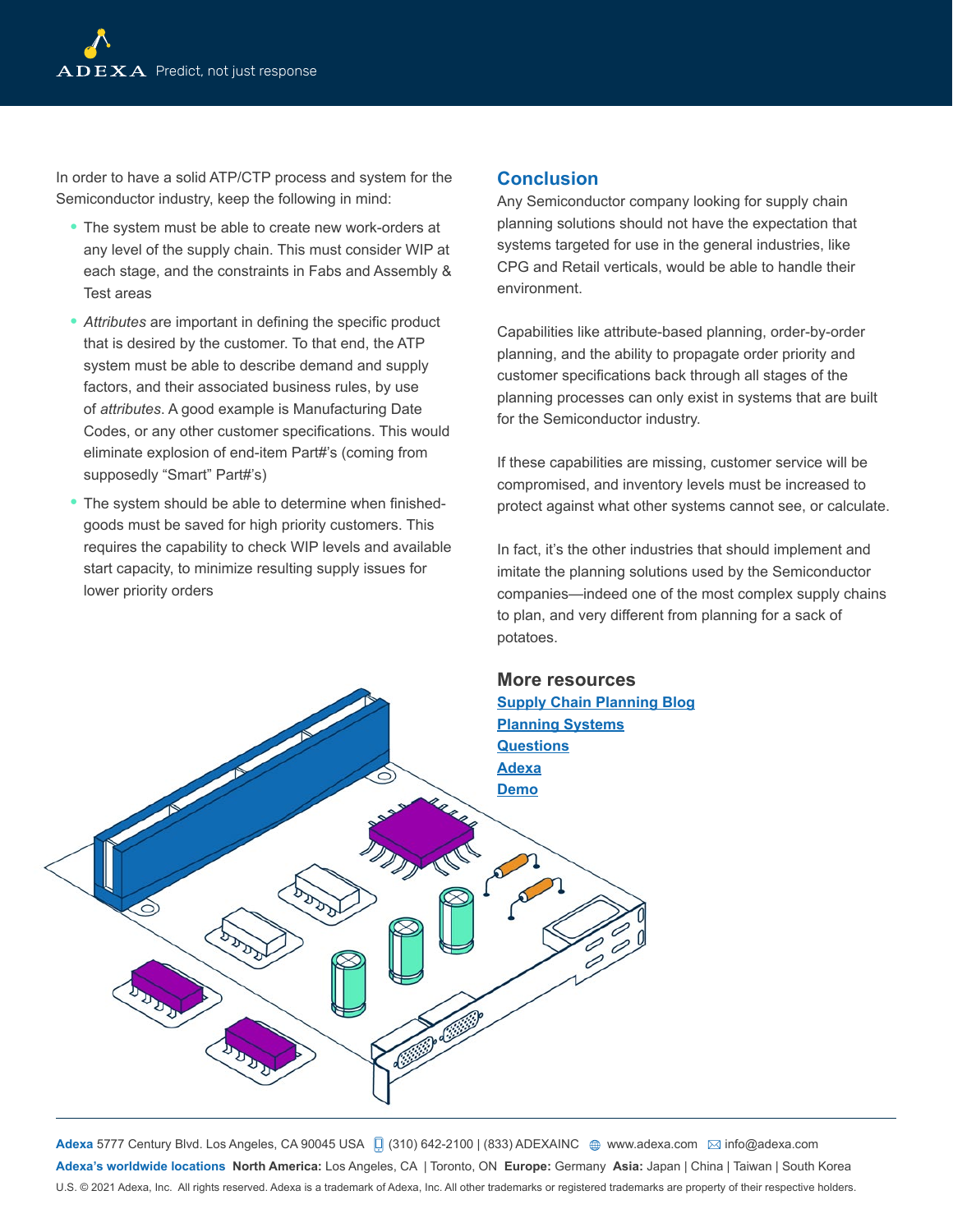In order to have a solid ATP/CTP process and system for the Semiconductor industry, keep the following in mind:

- The system must be able to create new work-orders at any level of the supply chain. This must consider WIP at each stage, and the constraints in Fabs and Assembly & Test areas
- *Attributes* are important in defining the specific product that is desired by the customer. To that end, the ATP system must be able to describe demand and supply factors, and their associated business rules, by use of *attributes*. A good example is Manufacturing Date Codes, or any other customer specifications. This would eliminate explosion of end-item Part#'s (coming from supposedly "Smart" Part#'s)
- The system should be able to determine when finished-goods must be saved for high priority customers. This requires the capability to check WIP levels and available start capacity, to minimize resulting supply issues for lower priority orders

## Conclusion

Any Semiconductor company looking for supply chain planning solutions should not have the expectation that systems targeted for use in the general industries, like CPG and Retail verticals, would be able to handle their environment.

Capabilities like attribute-based planning, order-by-order planning, and the ability to propagate order priority and customer specifications back through all stages of the planning processes can only exist in systems that are built for the Semiconductor industry.

If these capabilities are missing, customer service will be compromised, and inventory levels must be increased to protect against what other systems cannot see, or calculate.

In fact, it's the other industries that should implement and imitate the planning solutions used by the Semiconductor companies—indeed one of the most complex supply chains to plan, and very different from planning for a sack of potatoes.

### More resources

[Supply Chain Planning Blog]
[Planning Systems]
[Questions]
[Adexa]
[Demo]

**Adexa** 5777 Century Blvd. Los Angeles, CA 90045 USA (310) 642-2100 | (833) ADEXAINC www.adexa.com info@adexa.com

**Adexa's worldwide locations** **North America:** Los Angeles, CA | Toronto, ON **Europe:** Germany **Asia:** Japan | China | Taiwan | South Korea

U.S. © 2021 Adexa, Inc. All rights reserved. Adexa is a trademark of Adexa, Inc. All other trademarks or registered trademarks are property of their respective holders.